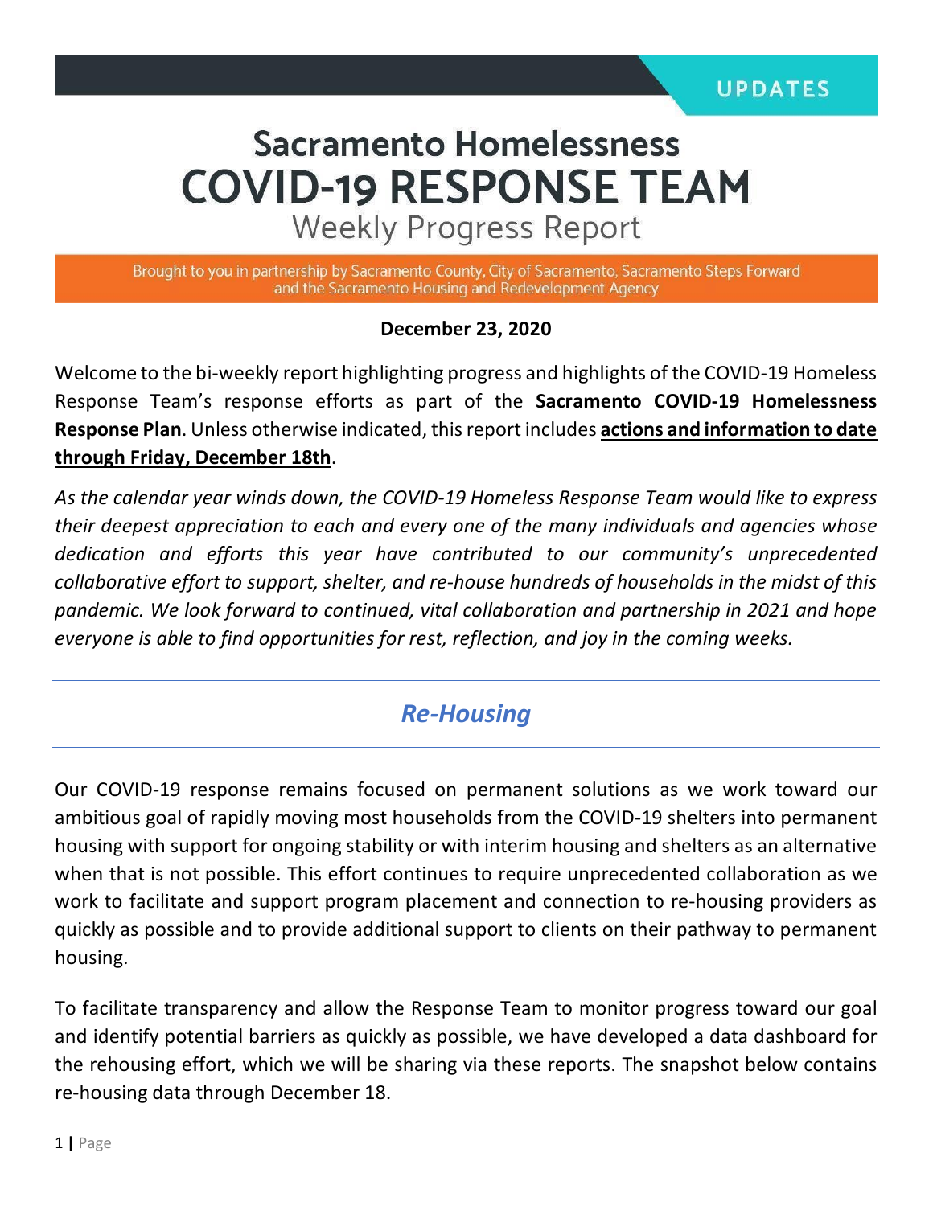UPDATES

# Sacramento Homelessness COVID-19 RESPONSE TEAM

## Weekly Progress Report

Brought to you in partnership by Sacramento County, City of Sacramento, Sacramento Steps Forward and the Sacramento Housing and Redevelopment Agency

**December 23, 2020**

Welcome to the bi-weekly report highlighting progress and highlights of the COVID-19 Homeless Response Team's response efforts as part of the **Sacramento COVID-19 Homelessness Response Plan**. Unless otherwise indicated, this report includes **actions and information to date through Friday, December 18th**.

*As the calendar year winds down, the COVID-19 Homeless Response Team would like to express their deepest appreciation to each and every one of the many individuals and agencies whose dedication and efforts this year have contributed to our community's unprecedented collaborative effort to support, shelter, and re-house hundreds of households in the midst of this pandemic. We look forward to continued, vital collaboration and partnership in 2021 and hope everyone is able to find opportunities for rest, reflection, and joy in the coming weeks.*

## *Re-Housing*

Our COVID-19 response remains focused on permanent solutions as we work toward our ambitious goal of rapidly moving most households from the COVID-19 shelters into permanent housing with support for ongoing stability or with interim housing and shelters as an alternative when that is not possible. This effort continues to require unprecedented collaboration as we work to facilitate and support program placement and connection to re-housing providers as quickly as possible and to provide additional support to clients on their pathway to permanent housing.

To facilitate transparency and allow the Response Team to monitor progress toward our goal and identify potential barriers as quickly as possible, we have developed a data dashboard for the rehousing effort, which we will be sharing via these reports. The snapshot below contains re-housing data through December 18.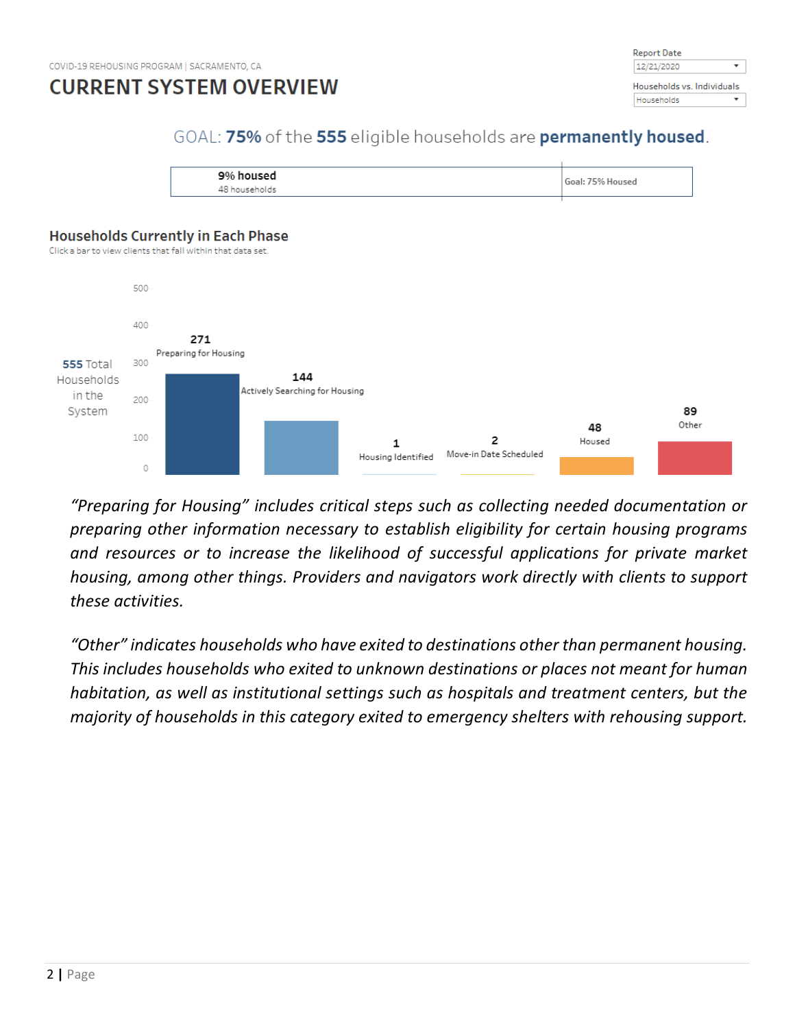COVID-19 REHOUSING PROGRAM | SACRAMENTO, CA

# CURRENT SYSTEM OVERVIEW

Report Date: 12/21/2020

Households vs. Individuals: Households

## GOAL: **75%** of the **555** eligible households are **permanently housed**.

**9% housed**
48 households

Goal: 75% Housed

### Households Currently in Each Phase

Click a bar to view clients that fall within that data set.

**555** Total Households in the System

| Phase | Households |
| --- | --- |
| Preparing for Housing | 271 |
| Actively Searching for Housing | 144 |
| Housing Identified | 1 |
| Move-in Date Scheduled | 2 |
| Housed | 48 |
| Other | 89 |

*"Preparing for Housing" includes critical steps such as collecting needed documentation or preparing other information necessary to establish eligibility for certain housing programs and resources or to increase the likelihood of successful applications for private market housing, among other things. Providers and navigators work directly with clients to support these activities.*

*"Other" indicates households who have exited to destinations other than permanent housing. This includes households who exited to unknown destinations or places not meant for human habitation, as well as institutional settings such as hospitals and treatment centers, but the majority of households in this category exited to emergency shelters with rehousing support.*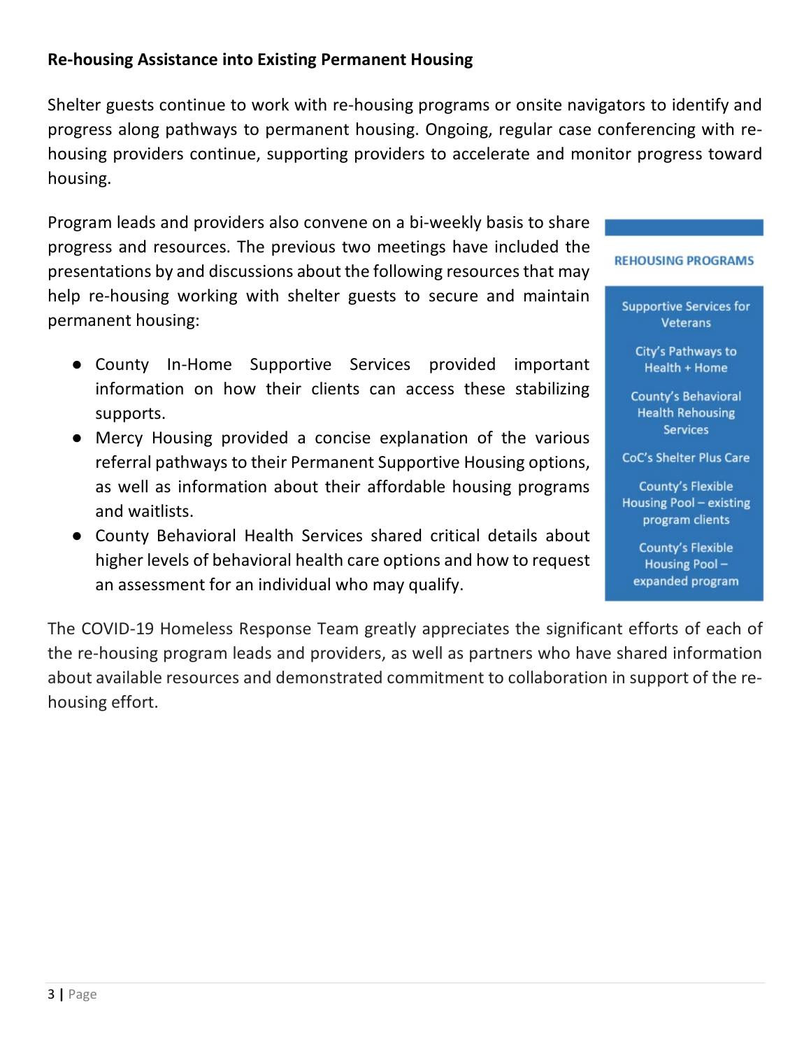**Re-housing Assistance into Existing Permanent Housing**

Shelter guests continue to work with re-housing programs or onsite navigators to identify and progress along pathways to permanent housing. Ongoing, regular case conferencing with re-housing providers continue, supporting providers to accelerate and monitor progress toward housing.

Program leads and providers also convene on a bi-weekly basis to share progress and resources. The previous two meetings have included the presentations by and discussions about the following resources that may help re-housing working with shelter guests to secure and maintain permanent housing:

- County In-Home Supportive Services provided important information on how their clients can access these stabilizing supports.
- Mercy Housing provided a concise explanation of the various referral pathways to their Permanent Supportive Housing options, as well as information about their affordable housing programs and waitlists.
- County Behavioral Health Services shared critical details about higher levels of behavioral health care options and how to request an assessment for an individual who may qualify.

**REHOUSING PROGRAMS**

- Supportive Services for Veterans
- City's Pathways to Health + Home
- County's Behavioral Health Rehousing Services
- CoC's Shelter Plus Care
- County's Flexible Housing Pool – existing program clients
- County's Flexible Housing Pool – expanded program

The COVID-19 Homeless Response Team greatly appreciates the significant efforts of each of the re-housing program leads and providers, as well as partners who have shared information about available resources and demonstrated commitment to collaboration in support of the re-housing effort.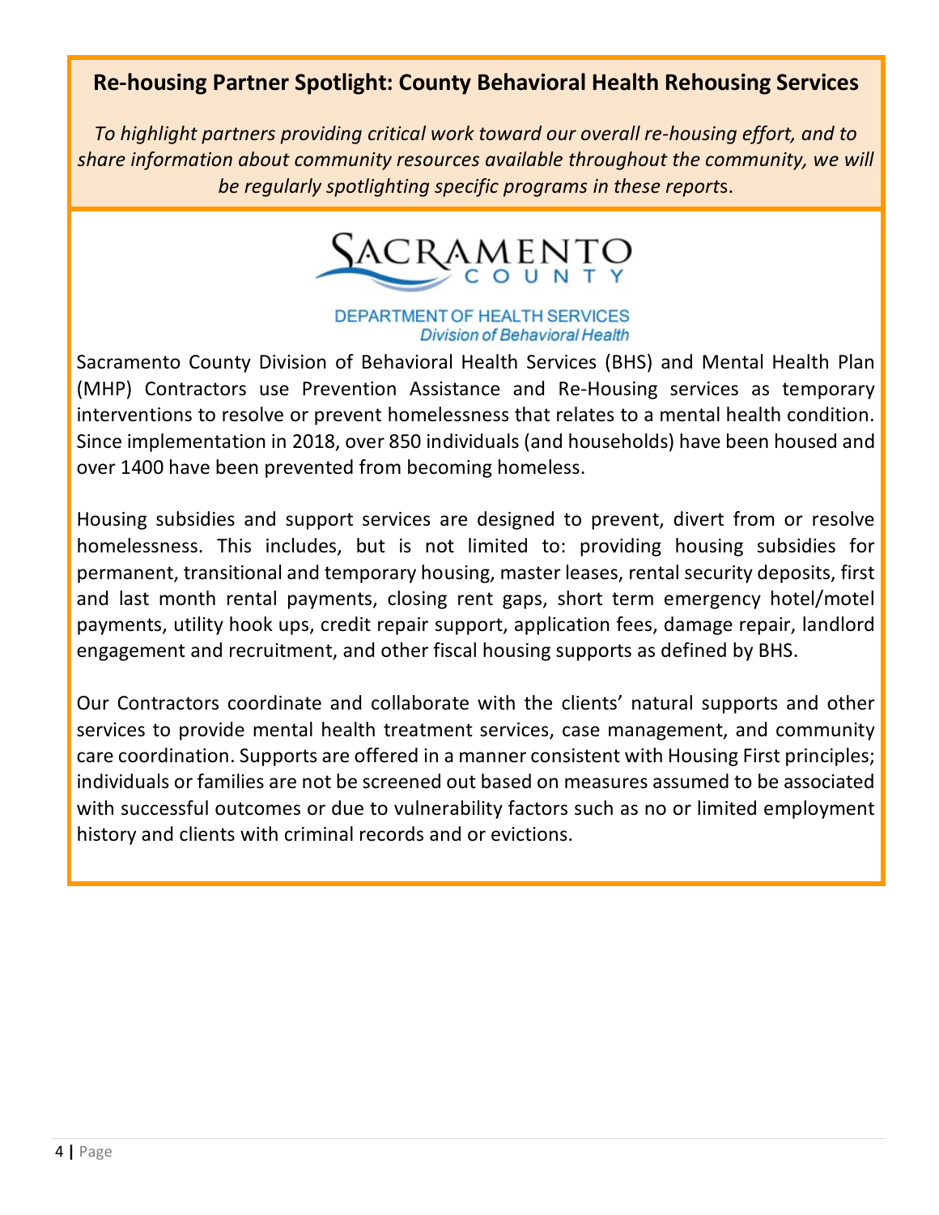## Re-housing Partner Spotlight: County Behavioral Health Rehousing Services

*To highlight partners providing critical work toward our overall re-housing effort, and to share information about community resources available throughout the community, we will be regularly spotlighting specific programs in these reports.*

SACRAMENTO COUNTY

DEPARTMENT OF HEALTH SERVICES
*Division of Behavioral Health*

Sacramento County Division of Behavioral Health Services (BHS) and Mental Health Plan (MHP) Contractors use Prevention Assistance and Re-Housing services as temporary interventions to resolve or prevent homelessness that relates to a mental health condition. Since implementation in 2018, over 850 individuals (and households) have been housed and over 1400 have been prevented from becoming homeless.

Housing subsidies and support services are designed to prevent, divert from or resolve homelessness. This includes, but is not limited to: providing housing subsidies for permanent, transitional and temporary housing, master leases, rental security deposits, first and last month rental payments, closing rent gaps, short term emergency hotel/motel payments, utility hook ups, credit repair support, application fees, damage repair, landlord engagement and recruitment, and other fiscal housing supports as defined by BHS.

Our Contractors coordinate and collaborate with the clients' natural supports and other services to provide mental health treatment services, case management, and community care coordination. Supports are offered in a manner consistent with Housing First principles; individuals or families are not be screened out based on measures assumed to be associated with successful outcomes or due to vulnerability factors such as no or limited employment history and clients with criminal records and or evictions.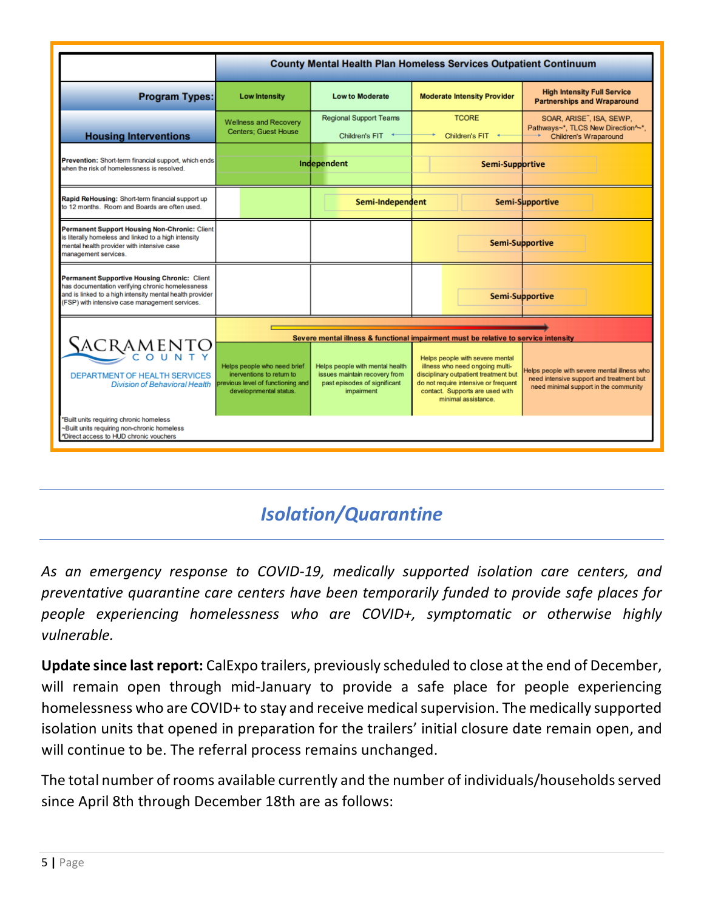| | County Mental Health Plan Homeless Services Outpatient Continuum | | | |
|---|---|---|---|---|
| **Program Types:** | Low Intensity | Low to Moderate | Moderate Intensity Provider | High Intensity Full Service Partnerships and Wraparound |
| **Housing Interventions** | Wellness and Recovery Centers; Guest House | Regional Support Teams<br>Children's FIT | TCORE<br>Children's FIT | SOAR, ARISE~, ISA, SEWP, Pathways~*, TLCS New Direction^~*, Children's Wraparound |
| **Prevention:** Short-term financial support, which ends when the risk of homelessness is resolved. | Independent | Independent | Semi-Supportive | Semi-Supportive |
| **Rapid ReHousing:** Short-term financial support up to 12 months. Room and Boards are often used. | | Semi-Independent | Semi-Independent / Semi-Supportive | Semi-Supportive |
| **Permanent Support Housing Non-Chronic:** Client is literally homeless and linked to a high intensity mental health provider with intensive case management services. | | | Semi-Supportive | Semi-Supportive |
| **Permanent Supportive Housing Chronic:** Client has documentation verifying chronic homelessness and is linked to a high intensity mental health provider (FSP) with intensive case management services. | | | Semi-Supportive | Semi-Supportive |
| | Severe mental illness & functional impairment must be relative to service intensity | | | |
| SACRAMENTO COUNTY<br>DEPARTMENT OF HEALTH SERVICES<br>*Division of Behavioral Health* | Helps people who need brief inerventions to return to previous level of functioning and developmental status. | Helps people with mental health issues maintain recovery from past episodes of significant impairment | Helps people with severe mental illness who need ongoing multi-disciplinary outpatient treatment but do not require intensive or frequent contact. Supports are used with minimal assistance. | Helps people with severe mental illness who need intensive support and treatment but need minimal support in the community |

*Built units requiring chronic homeless
~Built units requiring non-chronic homeless
^Direct access to HUD chronic vouchers

## *Isolation/Quarantine*

*As an emergency response to COVID-19, medically supported isolation care centers, and preventative quarantine care centers have been temporarily funded to provide safe places for people experiencing homelessness who are COVID+, symptomatic or otherwise highly vulnerable.*

**Update since last report:** CalExpo trailers, previously scheduled to close at the end of December, will remain open through mid-January to provide a safe place for people experiencing homelessness who are COVID+ to stay and receive medical supervision. The medically supported isolation units that opened in preparation for the trailers' initial closure date remain open, and will continue to be. The referral process remains unchanged.

The total number of rooms available currently and the number of individuals/households served since April 8th through December 18th are as follows: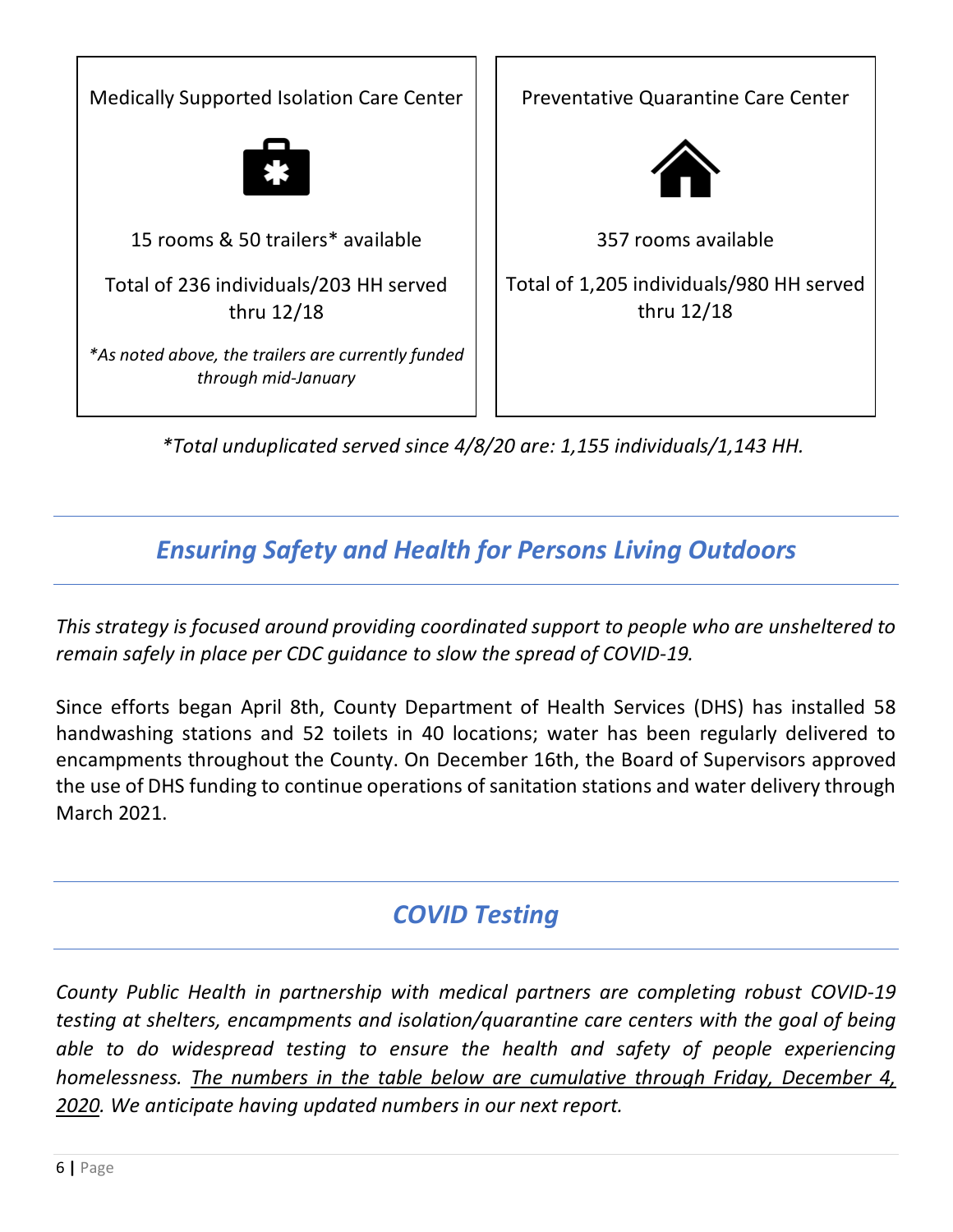| Medically Supported Isolation Care Center | Preventative Quarantine Care Center |
| --- | --- |
| 15 rooms & 50 trailers* available | 357 rooms available |
| Total of 236 individuals/203 HH served thru 12/18 | Total of 1,205 individuals/980 HH served thru 12/18 |
| *\*As noted above, the trailers are currently funded through mid-January* | |

*\*Total unduplicated served since 4/8/20 are: 1,155 individuals/1,143 HH.*

## *Ensuring Safety and Health for Persons Living Outdoors*

*This strategy is focused around providing coordinated support to people who are unsheltered to remain safely in place per CDC guidance to slow the spread of COVID-19.*

Since efforts began April 8th, County Department of Health Services (DHS) has installed 58 handwashing stations and 52 toilets in 40 locations; water has been regularly delivered to encampments throughout the County. On December 16th, the Board of Supervisors approved the use of DHS funding to continue operations of sanitation stations and water delivery through March 2021.

## *COVID Testing*

*County Public Health in partnership with medical partners are completing robust COVID-19 testing at shelters, encampments and isolation/quarantine care centers with the goal of being able to do widespread testing to ensure the health and safety of people experiencing homelessness. <u>The numbers in the table below are cumulative through Friday, December 4, 2020</u>. We anticipate having updated numbers in our next report.*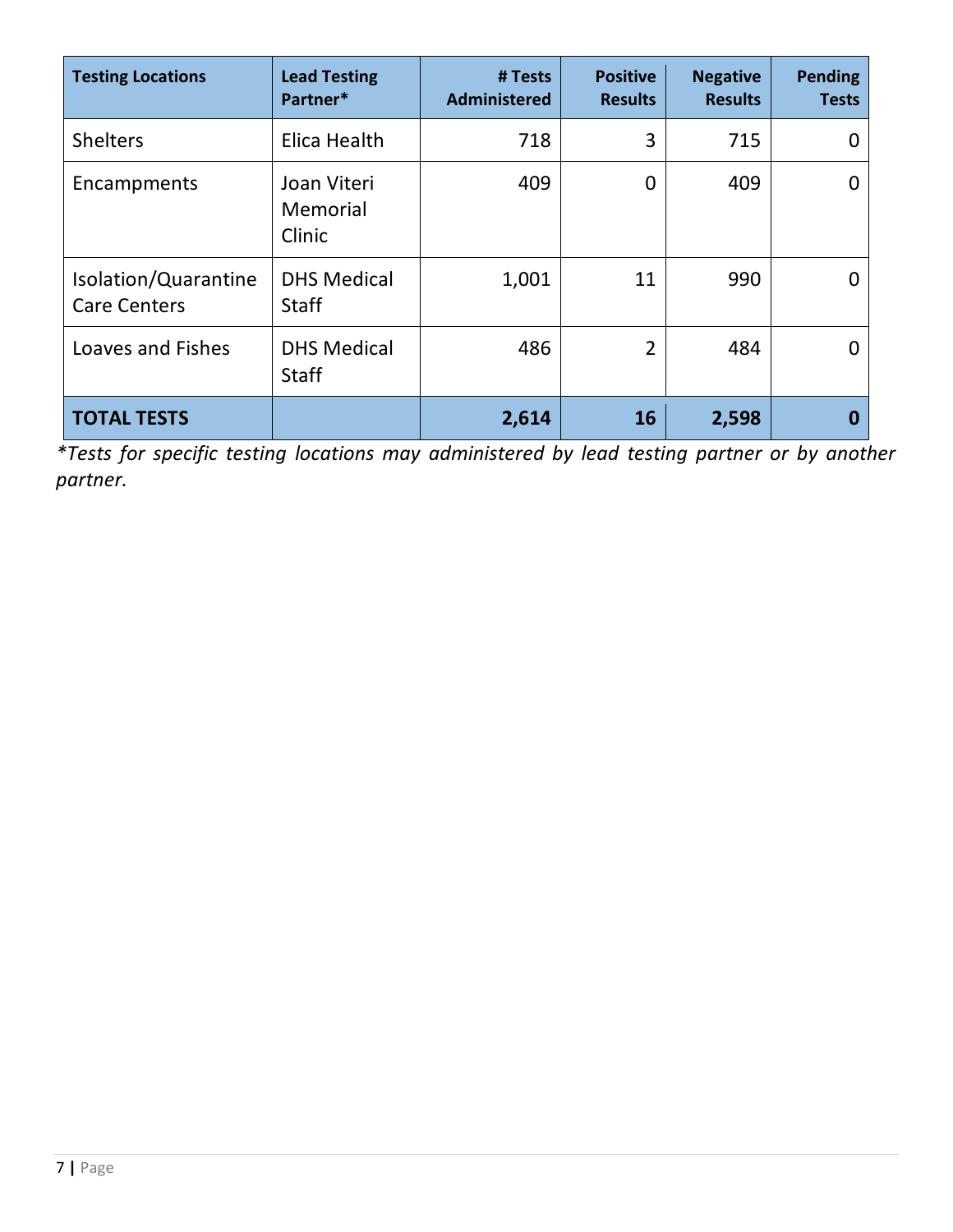| **Testing Locations** | **Lead Testing Partner*** | **# Tests Administered** | **Positive Results** | **Negative Results** | **Pending Tests** |
| --- | --- | --- | --- | --- | --- |
| Shelters | Elica Health | 718 | 3 | 715 | 0 |
| Encampments | Joan Viteri Memorial Clinic | 409 | 0 | 409 | 0 |
| Isolation/Quarantine Care Centers | DHS Medical Staff | 1,001 | 11 | 990 | 0 |
| Loaves and Fishes | DHS Medical Staff | 486 | 2 | 484 | 0 |
| **TOTAL TESTS** | | **2,614** | **16** | **2,598** | **0** |

**Tests for specific testing locations may administered by lead testing partner or by another partner.*